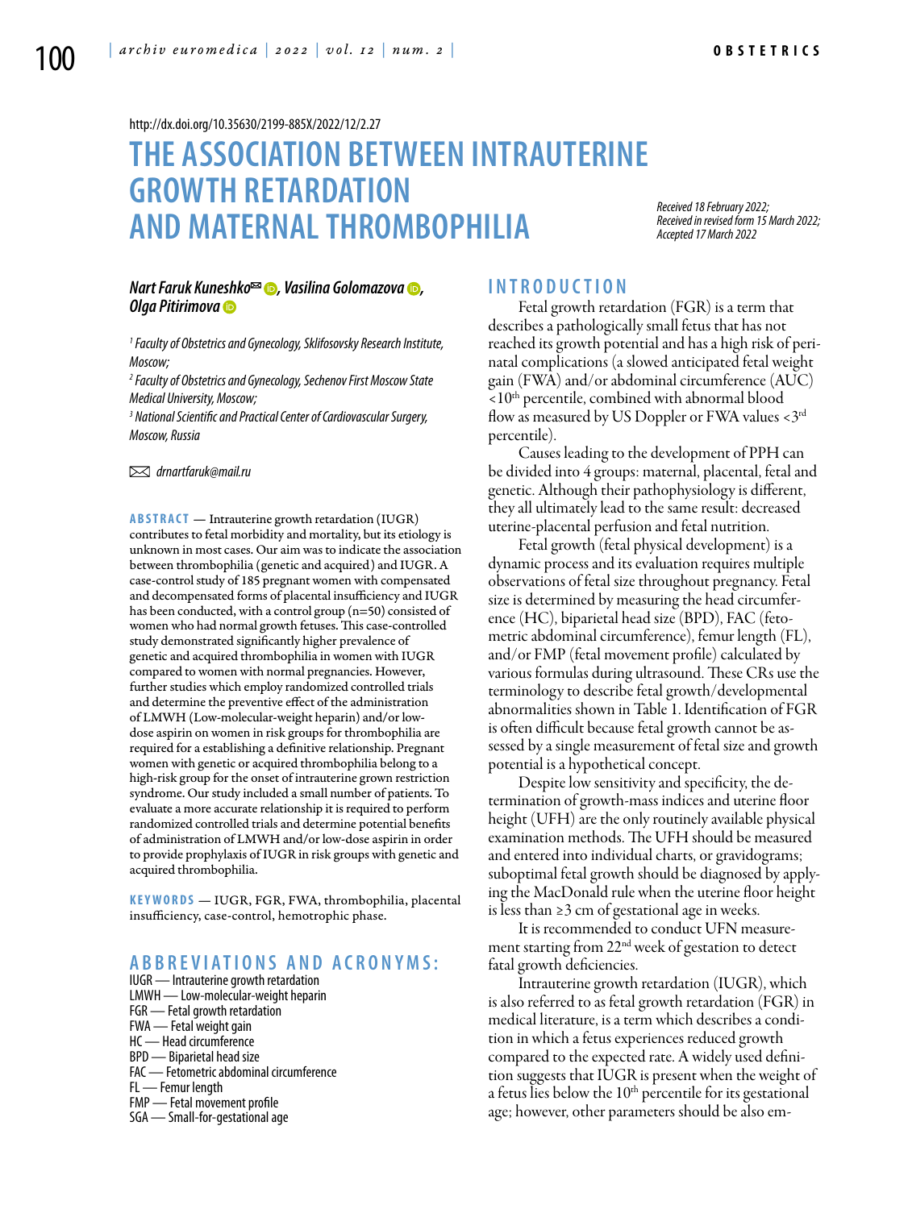http://dx.doi.org/10.35630/2199-885X/2022/12/2.27

# THE ASSOCIATION BETWEEN INTRAUTERINE GROWTH RETARDATION AND MATERNAL THROMBOPHILIA

*Received 18 February 2022; Received in revised form 15 March 2022; Accepted 17 March 2022*

***Nart Faruk Kuneshko✉, Vasilina Golomazova, Olga Pitirimova***

*[1] Faculty of Obstetrics and Gynecology, Sklifosovsky Research Institute, Moscow;*

*[2] Faculty of Obstetrics and Gynecology, Sechenov First Moscow State Medical University, Moscow;*

*[3] National Scientific and Practical Center of Cardiovascular Surgery, Moscow, Russia*

✉ *drnartfaruk@mail.ru*

**ABSTRACT** — Intrauterine growth retardation (IUGR) contributes to fetal morbidity and mortality, but its etiology is unknown in most cases. Our aim was to indicate the association between thrombophilia (genetic and acquired) and IUGR. A case-control study of 185 pregnant women with compensated and decompensated forms of placental insufficiency and IUGR has been conducted, with a control group (n=50) consisted of women who had normal growth fetuses. This case-controlled study demonstrated significantly higher prevalence of genetic and acquired thrombophilia in women with IUGR compared to women with normal pregnancies. However, further studies which employ randomized controlled trials and determine the preventive effect of the administration of LMWH (Low-molecular-weight heparin) and/or low-dose aspirin on women in risk groups for thrombophilia are required for a establishing a definitive relationship. Pregnant women with genetic or acquired thrombophilia belong to a high-risk group for the onset of intrauterine grown restriction syndrome. Our study included a small number of patients. To evaluate a more accurate relationship it is required to perform randomized controlled trials and determine potential benefits of administration of LMWH and/or low-dose aspirin in order to provide prophylaxis of IUGR in risk groups with genetic and acquired thrombophilia.

**KEYWORDS** — IUGR, FGR, FWA, thrombophilia, placental insufficiency, case-control, hemotrophic phase.

## ABBREVIATIONS AND ACRONYMS:

IUGR — Intrauterine growth retardation
LMWH — Low-molecular-weight heparin
FGR — Fetal growth retardation
FWA — Fetal weight gain
HC — Head circumference
BPD — Biparietal head size
FAC — Fetometric abdominal circumference
FL — Femur length
FMP — Fetal movement profile
SGA — Small-for-gestational age

## INTRODUCTION

Fetal growth retardation (FGR) is a term that describes a pathologically small fetus that has not reached its growth potential and has a high risk of perinatal complications (a slowed anticipated fetal weight gain (FWA) and/or abdominal circumference (AUC) <10th percentile, combined with abnormal blood flow as measured by US Doppler or FWA values <3rd percentile).

Causes leading to the development of PPH can be divided into 4 groups: maternal, placental, fetal and genetic. Although their pathophysiology is different, they all ultimately lead to the same result: decreased uterine-placental perfusion and fetal nutrition.

Fetal growth (fetal physical development) is a dynamic process and its evaluation requires multiple observations of fetal size throughout pregnancy. Fetal size is determined by measuring the head circumference (HC), biparietal head size (BPD), FAC (fetometric abdominal circumference), femur length (FL), and/or FMP (fetal movement profile) calculated by various formulas during ultrasound. These CRs use the terminology to describe fetal growth/developmental abnormalities shown in Table 1. Identification of FGR is often difficult because fetal growth cannot be assessed by a single measurement of fetal size and growth potential is a hypothetical concept.

Despite low sensitivity and specificity, the determination of growth-mass indices and uterine floor height (UFH) are the only routinely available physical examination methods. The UFH should be measured and entered into individual charts, or gravidograms; suboptimal fetal growth should be diagnosed by applying the MacDonald rule when the uterine floor height is less than ≥3 cm of gestational age in weeks.

It is recommended to conduct UFN measurement starting from 22nd week of gestation to detect fatal growth deficiencies.

Intrauterine growth retardation (IUGR), which is also referred to as fetal growth retardation (FGR) in medical literature, is a term which describes a condition in which a fetus experiences reduced growth compared to the expected rate. A widely used definition suggests that IUGR is present when the weight of a fetus lies below the 10th percentile for its gestational age; however, other parameters should be also em-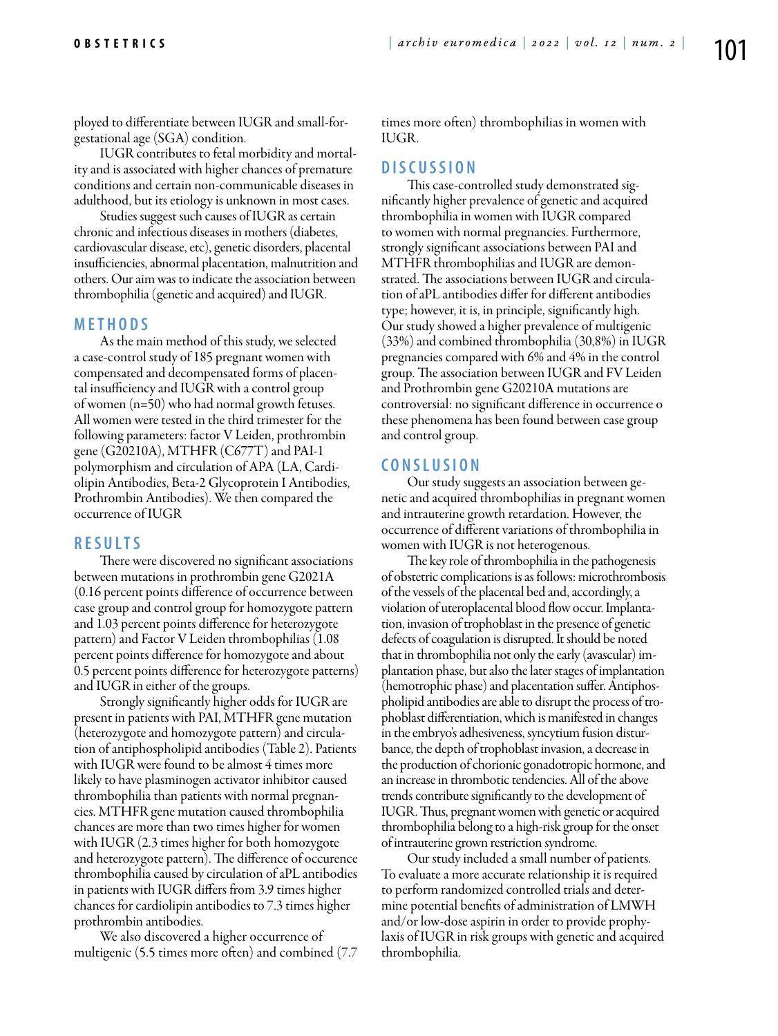ployed to differentiate between IUGR and small-for-gestational age (SGA) condition.

IUGR contributes to fetal morbidity and mortality and is associated with higher chances of premature conditions and certain non-communicable diseases in adulthood, but its etiology is unknown in most cases.

Studies suggest such causes of IUGR as certain chronic and infectious diseases in mothers (diabetes, cardiovascular disease, etc), genetic disorders, placental insufficiencies, abnormal placentation, malnutrition and others. Our aim was to indicate the association between thrombophilia (genetic and acquired) and IUGR.

## METHODS

As the main method of this study, we selected a case-control study of 185 pregnant women with compensated and decompensated forms of placental insufficiency and IUGR with a control group of women (n=50) who had normal growth fetuses. All women were tested in the third trimester for the following parameters: factor V Leiden, prothrombin gene (G20210A), MTHFR (C677T) and PAI-1 polymorphism and circulation of APA (LA, Cardiolipin Antibodies, Beta-2 Glycoprotein I Antibodies, Prothrombin Antibodies). We then compared the occurrence of IUGR

## RESULTS

There were discovered no significant associations between mutations in prothrombin gene G2021A (0.16 percent points difference of occurrence between case group and control group for homozygote pattern and 1.03 percent points difference for heterozygote pattern) and Factor V Leiden thrombophilias (1.08 percent points difference for homozygote and about 0.5 percent points difference for heterozygote patterns) and IUGR in either of the groups.

Strongly significantly higher odds for IUGR are present in patients with PAI, MTHFR gene mutation (heterozygote and homozygote pattern) and circulation of antiphospholipid antibodies (Table 2). Patients with IUGR were found to be almost 4 times more likely to have plasminogen activator inhibitor caused thrombophilia than patients with normal pregnancies. MTHFR gene mutation caused thrombophilia chances are more than two times higher for women with IUGR (2.3 times higher for both homozygote and heterozygote pattern). The difference of occurence thrombophilia caused by circulation of aPL antibodies in patients with IUGR differs from 3.9 times higher chances for cardiolipin antibodies to 7.3 times higher prothrombin antibodies.

We also discovered a higher occurrence of multigenic (5.5 times more often) and combined (7.7 times more often) thrombophilias in women with IUGR.

## DISCUSSION

This case-controlled study demonstrated significantly higher prevalence of genetic and acquired thrombophilia in women with IUGR compared to women with normal pregnancies. Furthermore, strongly significant associations between PAI and MTHFR thrombophilias and IUGR are demonstrated. The associations between IUGR and circulation of aPL antibodies differ for different antibodies type; however, it is, in principle, significantly high. Our study showed a higher prevalence of multigenic (33%) and combined thrombophilia (30,8%) in IUGR pregnancies compared with 6% and 4% in the control group. The association between IUGR and FV Leiden and Prothrombin gene G20210A mutations are controversial: no significant difference in occurrence o these phenomena has been found between case group and control group.

## CONSLUSION

Our study suggests an association between genetic and acquired thrombophilias in pregnant women and intrauterine growth retardation. However, the occurrence of different variations of thrombophilia in women with IUGR is not heterogenous.

The key role of thrombophilia in the pathogenesis of obstetric complications is as follows: microthrombosis of the vessels of the placental bed and, accordingly, a violation of uteroplacental blood flow occur. Implantation, invasion of trophoblast in the presence of genetic defects of coagulation is disrupted. It should be noted that in thrombophilia not only the early (avascular) implantation phase, but also the later stages of implantation (hemotrophic phase) and placentation suffer. Antiphospholipid antibodies are able to disrupt the process of trophoblast differentiation, which is manifested in changes in the embryo's adhesiveness, syncytium fusion disturbance, the depth of trophoblast invasion, a decrease in the production of chorionic gonadotropic hormone, and an increase in thrombotic tendencies. All of the above trends contribute significantly to the development of IUGR. Thus, pregnant women with genetic or acquired thrombophilia belong to a high-risk group for the onset of intrauterine grown restriction syndrome.

Our study included a small number of patients. To evaluate a more accurate relationship it is required to perform randomized controlled trials and determine potential benefits of administration of LMWH and/or low-dose aspirin in order to provide prophylaxis of IUGR in risk groups with genetic and acquired thrombophilia.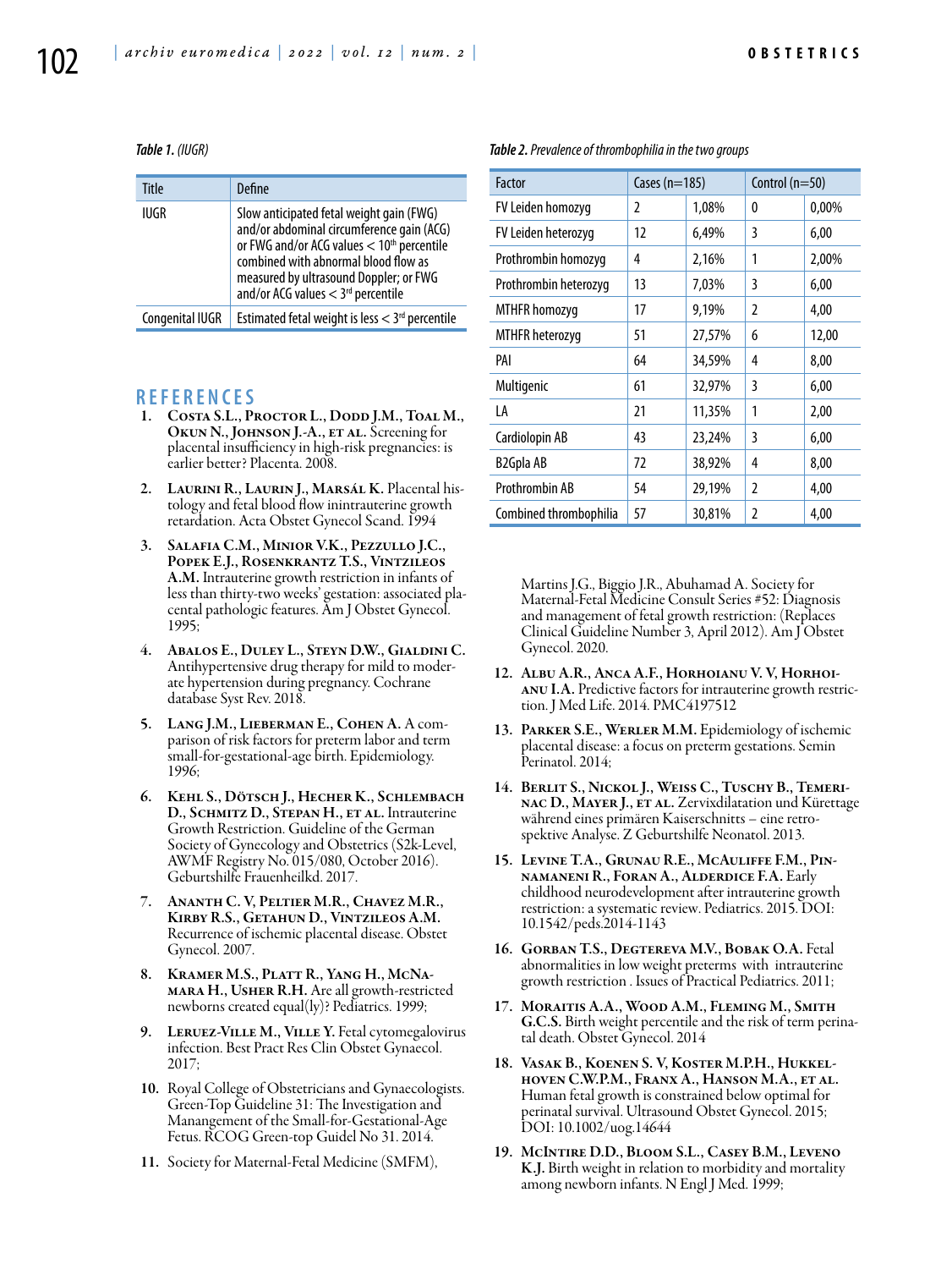*Table 1. (IUGR)*

| Title | Define |
| --- | --- |
| IUGR | Slow anticipated fetal weight gain (FWG) and/or abdominal circumference gain (ACG) or FWG and/or ACG values < 10th percentile combined with abnormal blood flow as measured by ultrasound Doppler; or FWG and/or ACG values < 3rd percentile |
| Congenital IUGR | Estimated fetal weight is less < 3rd percentile |

*Table 2. Prevalence of thrombophilia in the two groups*

| Factor | Cases (n=185) | | Control (n=50) | |
| --- | --- | --- | --- | --- |
| FV Leiden homozyg | 2 | 1,08% | 0 | 0,00% |
| FV Leiden heterozyg | 12 | 6,49% | 3 | 6,00 |
| Prothrombin homozyg | 4 | 2,16% | 1 | 2,00% |
| Prothrombin heterozyg | 13 | 7,03% | 3 | 6,00 |
| MTHFR homozyg | 17 | 9,19% | 2 | 4,00 |
| MTHFR heterozyg | 51 | 27,57% | 6 | 12,00 |
| PAI | 64 | 34,59% | 4 | 8,00 |
| Multigenic | 61 | 32,97% | 3 | 6,00 |
| LA | 21 | 11,35% | 1 | 2,00 |
| Cardiolopin AB | 43 | 23,24% | 3 | 6,00 |
| B2Gpla AB | 72 | 38,92% | 4 | 8,00 |
| Prothrombin AB | 54 | 29,19% | 2 | 4,00 |
| Combined thrombophilia | 57 | 30,81% | 2 | 4,00 |

## REFERENCES

1. Costa S.L., Proctor L., Dodd J.M., Toal M., Okun N., Johnson J.-A., et al. Screening for placental insufficiency in high-risk pregnancies: is earlier better? Placenta. 2008.
2. Laurini R., Laurin J., Marsál K. Placental histology and fetal blood flow inintrauterine growth retardation. Acta Obstet Gynecol Scand. 1994
3. Salafia C.M., Minior V.K., Pezzullo J.C., Popek E.J., Rosenkrantz T.S., Vintzileos A.M. Intrauterine growth restriction in infants of less than thirty-two weeks' gestation: associated placental pathologic features. Am J Obstet Gynecol. 1995;
4. Abalos E., Duley L., Steyn D.W., Gialdini C. Antihypertensive drug therapy for mild to moderate hypertension during pregnancy. Cochrane database Syst Rev. 2018.
5. Lang J.M., Lieberman E., Cohen A. A comparison of risk factors for preterm labor and term small-for-gestational-age birth. Epidemiology. 1996;
6. Kehl S., Dötsch J., Hecher K., Schlembach D., Schmitz D., Stepan H., et al. Intrauterine Growth Restriction. Guideline of the German Society of Gynecology and Obstetrics (S2k-Level, AWMF Registry No. 015/080, October 2016). Geburtshilfe Frauenheilkd. 2017.
7. Ananth C. V, Peltier M.R., Chavez M.R., Kirby R.S., Getahun D., Vintzileos A.M. Recurrence of ischemic placental disease. Obstet Gynecol. 2007.
8. Kramer M.S., Platt R., Yang H., McNamara H., Usher R.H. Are all growth-restricted newborns created equal(ly)? Pediatrics. 1999;
9. Leruez-Ville M., Ville Y. Fetal cytomegalovirus infection. Best Pract Res Clin Obstet Gynaecol. 2017;
10. Royal College of Obstetricians and Gynaecologists. Green-Top Guideline 31: The Investigation and Manangement of the Small-for-Gestational-Age Fetus. RCOG Green-top Guidel No 31. 2014.
11. Society for Maternal-Fetal Medicine (SMFM), Martins J.G., Biggio J.R., Abuhamad A. Society for Maternal-Fetal Medicine Consult Series #52: Diagnosis and management of fetal growth restriction: (Replaces Clinical Guideline Number 3, April 2012). Am J Obstet Gynecol. 2020.
12. Albu A.R., Anca A.F., Horhoianu V. V, Horhoianu I.A. Predictive factors for intrauterine growth restriction. J Med Life. 2014. PMC4197512
13. Parker S.E., Werler M.M. Epidemiology of ischemic placental disease: a focus on preterm gestations. Semin Perinatol. 2014;
14. Berlit S., Nickol J., Weiss C., Tuschy B., Temerinac D., Mayer J., et al. Zervixdilatation und Kürettage während eines primären Kaiserschnitts – eine retrospektive Analyse. Z Geburtshilfe Neonatol. 2013.
15. Levine T.A., Grunau R.E., McAuliffe F.M., Pinnamaneni R., Foran A., Alderdice F.A. Early childhood neurodevelopment after intrauterine growth restriction: a systematic review. Pediatrics. 2015. DOI: 10.1542/peds.2014-1143
16. Gorban T.S., Degtereva M.V., Bobak O.A. Fetal abnormalities in low weight preterms with intrauterine growth restriction . Issues of Practical Pediatrics. 2011;
17. Moraitis A.A., Wood A.M., Fleming M., Smith G.C.S. Birth weight percentile and the risk of term perinatal death. Obstet Gynecol. 2014
18. Vasak B., Koenen S. V, Koster M.P.H., Hukkelhoven C.W.P.M., Franx A., Hanson M.A., et al. Human fetal growth is constrained below optimal for perinatal survival. Ultrasound Obstet Gynecol. 2015; DOI: 10.1002/uog.14644
19. McIntire D.D., Bloom S.L., Casey B.M., Leveno K.J. Birth weight in relation to morbidity and mortality among newborn infants. N Engl J Med. 1999;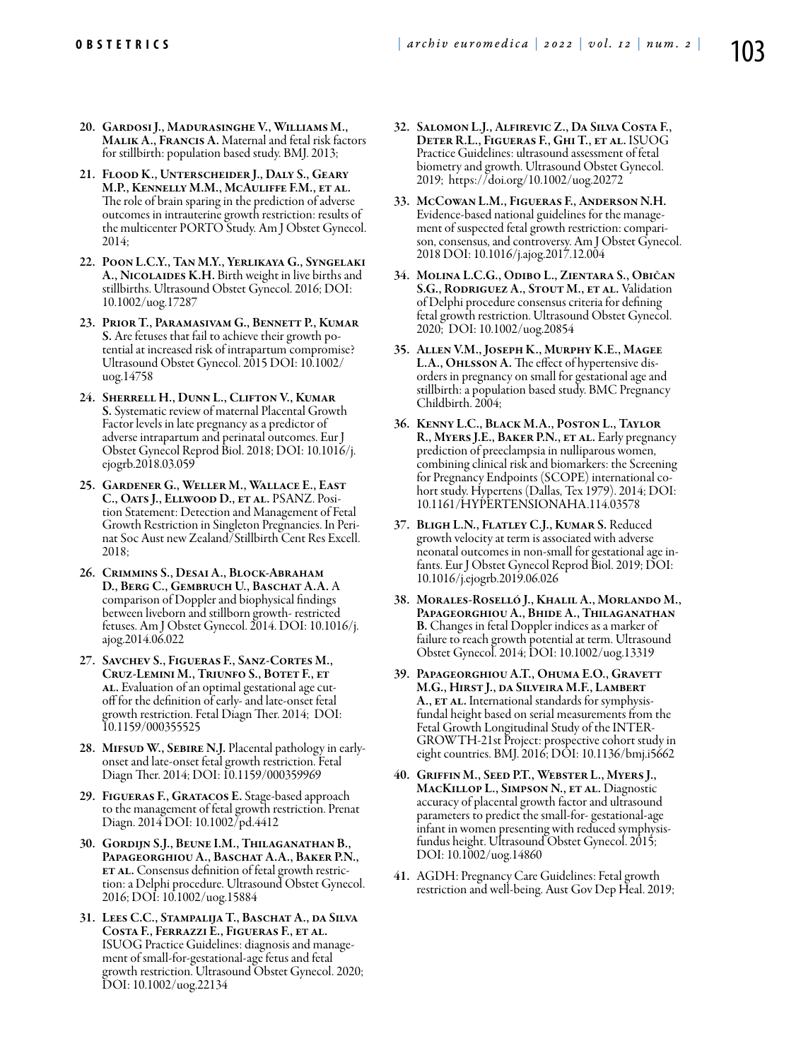20. **Gardosi J., Madurasinghe V., Williams M., Malik A., Francis A.** Maternal and fetal risk factors for stillbirth: population based study. BMJ. 2013;

21. **Flood K., Unterscheider J., Daly S., Geary M.P., Kennelly M.M., McAuliffe F.M., et al.** The role of brain sparing in the prediction of adverse outcomes in intrauterine growth restriction: results of the multicenter PORTO Study. Am J Obstet Gynecol. 2014;

22. **Poon L.C.Y., Tan M.Y., Yerlikaya G., Syngelaki A., Nicolaides K.H.** Birth weight in live births and stillbirths. Ultrasound Obstet Gynecol. 2016; DOI: 10.1002/uog.17287

23. **Prior T., Paramasivam G., Bennett P., Kumar S.** Are fetuses that fail to achieve their growth potential at increased risk of intrapartum compromise? Ultrasound Obstet Gynecol. 2015 DOI: 10.1002/uog.14758

24. **Sherrell H., Dunn L., Clifton V., Kumar S.** Systematic review of maternal Placental Growth Factor levels in late pregnancy as a predictor of adverse intrapartum and perinatal outcomes. Eur J Obstet Gynecol Reprod Biol. 2018; DOI: 10.1016/j.ejogrb.2018.03.059

25. **Gardener G., Weller M., Wallace E., East C., Oats J., Ellwood D., et al.** PSANZ. Position Statement: Detection and Management of Fetal Growth Restriction in Singleton Pregnancies. In Perinat Soc Aust new Zealand/Stillbirth Cent Res Excell. 2018;

26. **Crimmins S., Desai A., Block-Abraham D., Berg C., Gembruch U., Baschat A.A.** A comparison of Doppler and biophysical findings between liveborn and stillborn growth- restricted fetuses. Am J Obstet Gynecol. 2014. DOI: 10.1016/j.ajog.2014.06.022

27. **Savchev S., Figueras F., Sanz-Cortes M., Cruz-Lemini M., Triunfo S., Botet F., et al.** Evaluation of an optimal gestational age cut-off for the definition of early- and late-onset fetal growth restriction. Fetal Diagn Ther. 2014; DOI: 10.1159/000355525

28. **Mifsud W., Sebire N.J.** Placental pathology in early-onset and late-onset fetal growth restriction. Fetal Diagn Ther. 2014; DOI: 10.1159/000359969

29. **Figueras F., Gratacos E.** Stage-based approach to the management of fetal growth restriction. Prenat Diagn. 2014 DOI: 10.1002/pd.4412

30. **Gordijn S.J., Beune I.M., Thilaganathan B., Papageorghiou A., Baschat A.A., Baker P.N., et al.** Consensus definition of fetal growth restriction: a Delphi procedure. Ultrasound Obstet Gynecol. 2016; DOI: 10.1002/uog.15884

31. **Lees C.C., Stampalija T., Baschat A., da Silva Costa F., Ferrazzi E., Figueras F., et al.** ISUOG Practice Guidelines: diagnosis and management of small-for-gestational-age fetus and fetal growth restriction. Ultrasound Obstet Gynecol. 2020; DOI: 10.1002/uog.22134

32. **Salomon L.J., Alfirevic Z., Da Silva Costa F., Deter R.L., Figueras F., Ghi T., et al.** ISUOG Practice Guidelines: ultrasound assessment of fetal biometry and growth. Ultrasound Obstet Gynecol. 2019; https://doi.org/10.1002/uog.20272

33. **McCowan L.M., Figueras F., Anderson N.H.** Evidence-based national guidelines for the management of suspected fetal growth restriction: comparison, consensus, and controversy. Am J Obstet Gynecol. 2018 DOI: 10.1016/j.ajog.2017.12.004

34. **Molina L.C.G., Odibo L., Zientara S., Običan S.G., Rodriguez A., Stout M., et al.** Validation of Delphi procedure consensus criteria for defining fetal growth restriction. Ultrasound Obstet Gynecol. 2020; DOI: 10.1002/uog.20854

35. **Allen V.M., Joseph K., Murphy K.E., Magee L.A., Ohlsson A.** The effect of hypertensive disorders in pregnancy on small for gestational age and stillbirth: a population based study. BMC Pregnancy Childbirth. 2004;

36. **Kenny L.C., Black M.A., Poston L., Taylor R., Myers J.E., Baker P.N., et al.** Early pregnancy prediction of preeclampsia in nulliparous women, combining clinical risk and biomarkers: the Screening for Pregnancy Endpoints (SCOPE) international cohort study. Hypertens (Dallas, Tex 1979). 2014; DOI: 10.1161/HYPERTENSIONAHA.114.03578

37. **Bligh L.N., Flatley C.J., Kumar S.** Reduced growth velocity at term is associated with adverse neonatal outcomes in non-small for gestational age infants. Eur J Obstet Gynecol Reprod Biol. 2019; DOI: 10.1016/j.ejogrb.2019.06.026

38. **Morales-Roselló J., Khalil A., Morlando M., Papageorghiou A., Bhide A., Thilaganathan B.** Changes in fetal Doppler indices as a marker of failure to reach growth potential at term. Ultrasound Obstet Gynecol. 2014; DOI: 10.1002/uog.13319

39. **Papageorghiou A.T., Ohuma E.O., Gravett M.G., Hirst J., da Silveira M.F., Lambert A., et al.** International standards for symphysis-fundal height based on serial measurements from the Fetal Growth Longitudinal Study of the INTERGROWTH-21st Project: prospective cohort study in eight countries. BMJ. 2016; DOI: 10.1136/bmj.i5662

40. **Griffin M., Seed P.T., Webster L., Myers J., MacKillop L., Simpson N., et al.** Diagnostic accuracy of placental growth factor and ultrasound parameters to predict the small-for- gestational-age infant in women presenting with reduced symphysis-fundus height. Ultrasound Obstet Gynecol. 2015; DOI: 10.1002/uog.14860

41. AGDH: Pregnancy Care Guidelines: Fetal growth restriction and well-being. Aust Gov Dep Heal. 2019;